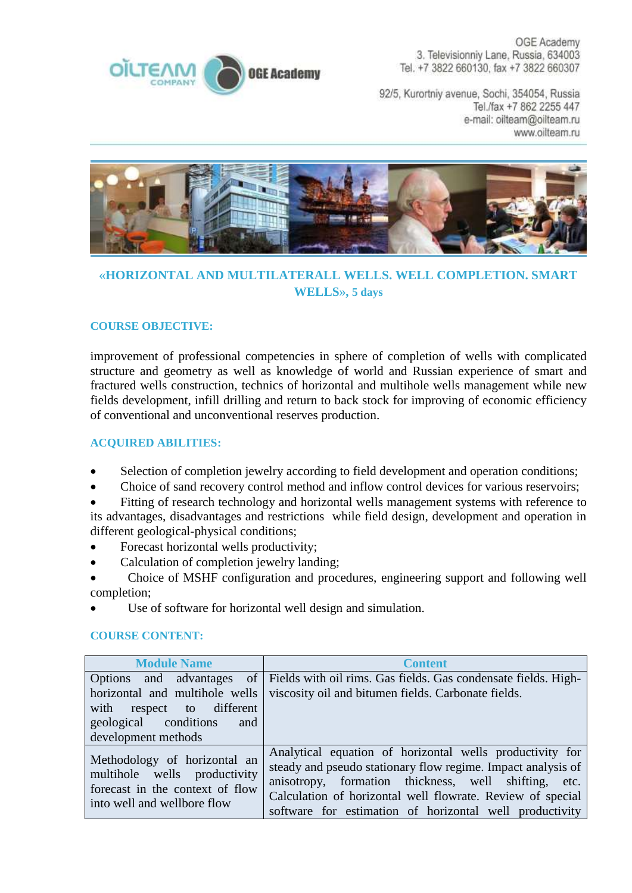OGE Academy
3, Televisionniy Lane, Russia, 634003
Tel. +7 3822 660130, fax +7 3822 660307

92/5, Kurortniy avenue, Sochi, 354054, Russia
Tel./fax +7 862 2255 447
e-mail: oilteam@oilteam.ru
www.oilteam.ru

# «HORIZONTAL AND MULTILATERALL WELLS. WELL COMPLETION. SMART WELLS», 5 days

## COURSE OBJECTIVE:

improvement of professional competencies in sphere of completion of wells with complicated structure and geometry as well as knowledge of world and Russian experience of smart and fractured wells construction, technics of horizontal and multihole wells management while new fields development, infill drilling and return to back stock for improving of economic efficiency of conventional and unconventional reserves production.

## ACQUIRED ABILITIES:

- Selection of completion jewelry according to field development and operation conditions;
- Choice of sand recovery control method and inflow control devices for various reservoirs;
- Fitting of research technology and horizontal wells management systems with reference to its advantages, disadvantages and restrictions while field design, development and operation in different geological-physical conditions;
- Forecast horizontal wells productivity;
- Calculation of completion jewelry landing;
- Choice of MSHF configuration and procedures, engineering support and following well completion;
- Use of software for horizontal well design and simulation.

## COURSE CONTENT:

| Module Name | Content |
|---|---|
| Options and advantages of horizontal and multihole wells with respect to different geological conditions and development methods | Fields with oil rims. Gas fields. Gas condensate fields. High-viscosity oil and bitumen fields. Carbonate fields. |
| Methodology of horizontal an multihole wells productivity forecast in the context of flow into well and wellbore flow | Analytical equation of horizontal wells productivity for steady and pseudo stationary flow regime. Impact analysis of anisotropy, formation thickness, well shifting, etc. Calculation of horizontal well flowrate. Review of special software for estimation of horizontal well productivity |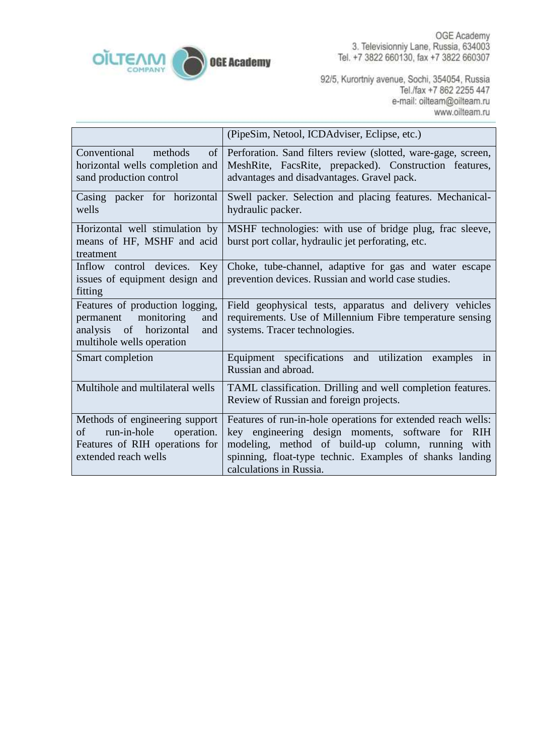| | |
|---|---|
| | (PipeSim, Netool, ICDAdviser, Eclipse, etc.) |
| Conventional methods of horizontal wells completion and sand production control | Perforation. Sand filters review (slotted, ware-gage, screen, MeshRite, FacsRite, prepacked). Construction features, advantages and disadvantages. Gravel pack. |
| Casing packer for horizontal wells | Swell packer. Selection and placing features. Mechanical-hydraulic packer. |
| Horizontal well stimulation by means of HF, MSHF and acid treatment | MSHF technologies: with use of bridge plug, frac sleeve, burst port collar, hydraulic jet perforating, etc. |
| Inflow control devices. Key issues of equipment design and fitting | Choke, tube-channel, adaptive for gas and water escape prevention devices. Russian and world case studies. |
| Features of production logging, permanent monitoring and analysis of horizontal and multihole wells operation | Field geophysical tests, apparatus and delivery vehicles requirements. Use of Millennium Fibre temperature sensing systems. Tracer technologies. |
| Smart completion | Equipment specifications and utilization examples in Russian and abroad. |
| Multihole and multilateral wells | TAML classification. Drilling and well completion features. Review of Russian and foreign projects. |
| Methods of engineering support of run-in-hole operation. Features of RIH operations for extended reach wells | Features of run-in-hole operations for extended reach wells: key engineering design moments, software for RIH modeling, method of build-up column, running with spinning, float-type technic. Examples of shanks landing calculations in Russia. |